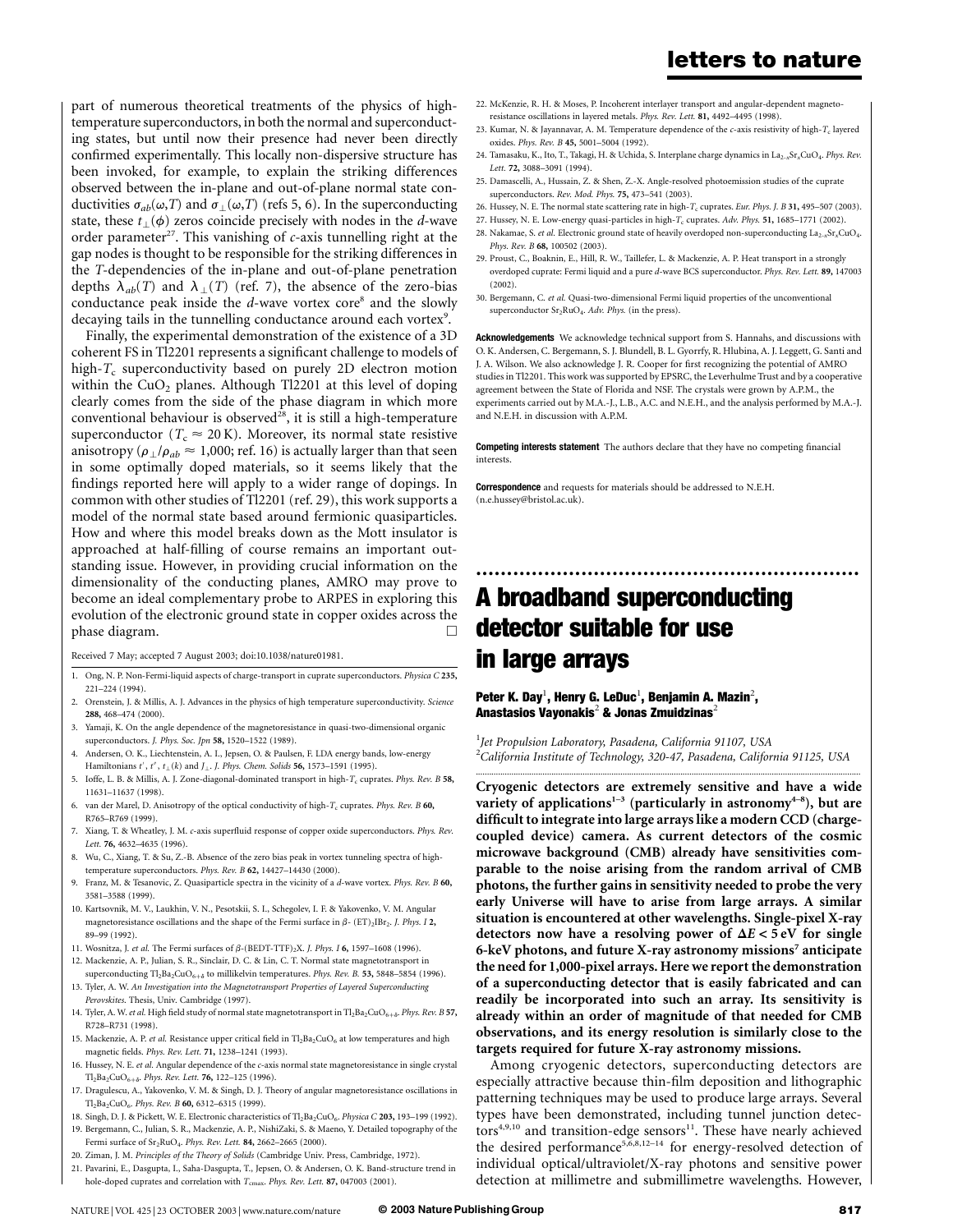part of numerous theoretical treatments of the physics of high-temperature superconductors, in both the normal and superconducting states, but until now their presence had never been directly confirmed experimentally. This locally non-dispersive structure has been invoked, for example, to explain the striking differences observed between the in-plane and out-of-plane normal state conductivities $\sigma_{ab}(\omega,T)$ and $\sigma_{\perp}(\omega,T)$ (refs 5, 6). In the superconducting state, these $t_{\perp}(\phi)$ zeros coincide precisely with nodes in the $d$-wave order parameter[27]. This vanishing of $c$-axis tunnelling right at the gap nodes is thought to be responsible for the striking differences in the $T$-dependencies of the in-plane and out-of-plane penetration depths $\lambda_{ab}(T)$ and $\lambda_{\perp}(T)$ (ref. 7), the absence of the zero-bias conductance peak inside the $d$-wave vortex core[8] and the slowly decaying tails in the tunnelling conductance around each vortex[9].

Finally, the experimental demonstration of the existence of a 3D coherent FS in Tl2201 represents a significant challenge to models of high-$T_c$ superconductivity based on purely 2D electron motion within the $CuO_2$ planes. Although Tl2201 at this level of doping clearly comes from the side of the phase diagram in which more conventional behaviour is observed[28], it is still a high-temperature superconductor ($T_c \approx 20$ K). Moreover, its normal state resistive anisotropy ($\rho_{\perp}/\rho_{ab} \approx 1{,}000$; ref. 16) is actually larger than that seen in some optimally doped materials, so it seems likely that the findings reported here will apply to a wider range of dopings. In common with other studies of Tl2201 (ref. 29), this work supports a model of the normal state based around fermionic quasiparticles. How and where this model breaks down as the Mott insulator is approached at half-filling of course remains an important outstanding issue. However, in providing crucial information on the dimensionality of the conducting planes, AMRO may prove to become an ideal complementary probe to ARPES in exploring this evolution of the electronic ground state in copper oxides across the phase diagram. □

Received 7 May; accepted 7 August 2003; doi:10.1038/nature01981.

1. Ong, N. P. Non-Fermi-liquid aspects of charge-transport in cuprate superconductors. *Physica C* **235,** 221–224 (1994).
2. Orenstein, J. & Millis, A. J. Advances in the physics of high temperature superconductivity. *Science* **288,** 468–474 (2000).
3. Yamaji, K. On the angle dependence of the magnetoresistance in quasi-two-dimensional organic superconductors. *J. Phys. Soc. Jpn* **58,** 1520–1522 (1989).
4. Andersen, O. K., Liechtenstein, A. I., Jepsen, O. & Paulsen, F. LDA energy bands, low-energy Hamiltonians $t'$, $t''$, $t_{\perp}(k)$ and $J_{\perp}$. *J. Phys. Chem. Solids* **56,** 1573–1591 (1995).
5. Ioffe, L. B. & Millis, A. J. Zone-diagonal-dominated transport in high-$T_c$ cuprates. *Phys. Rev. B* **58,** 11631–11637 (1998).
6. van der Marel, D. Anisotropy of the optical conductivity of high-$T_c$ cuprates. *Phys. Rev. B* **60,** R765–R769 (1999).
7. Xiang, T. & Wheatley, J. M. $c$-axis superfluid response of copper oxide superconductors. *Phys. Rev. Lett.* **76,** 4632–4635 (1996).
8. Wu, C., Xiang, T. & Su, Z.-B. Absence of the zero bias peak in vortex tunneling spectra of high-temperature superconductors. *Phys. Rev. B* **62,** 14427–14430 (2000).
9. Franz, M. & Tesanovic, Z. Quasiparticle spectra in the vicinity of a $d$-wave vortex. *Phys. Rev. B* **60,** 3581–3588 (1999).
10. Kartsovnik, M. V., Laukhin, V. N., Pesotskii, S. I., Schegolev, I. F. & Yakovenko, V. M. Angular magnetoresistance oscillations and the shape of the Fermi surface in β- (ET)$_2$IBr$_2$. *J. Phys. I* **2,** 89–99 (1992).
11. Wosnitza, J. *et al.* The Fermi surfaces of β-(BEDT-TTF)$_2$X. *J. Phys. I* **6,** 1597–1608 (1996).
12. Mackenzie, A. P., Julian, S. R., Sinclair, D. C. & Lin, C. T. Normal state magnetotransport in superconducting $Tl_2Ba_2CuO_{6+\delta}$ to millikelvin temperatures. *Phys. Rev. B.* **53,** 5848–5854 (1996).
13. Tyler, A. W. *An Investigation into the Magnetotransport Properties of Layered Superconducting Perovskites*. Thesis, Univ. Cambridge (1997).
14. Tyler, A. W. *et al.* High field study of normal state magnetotransport in $Tl_2Ba_2CuO_{6+\delta}$. *Phys. Rev. B* **57,** R728–R731 (1998).
15. Mackenzie, A. P. *et al.* Resistance upper critical field in $Tl_2Ba_2CuO_6$ at low temperatures and high magnetic fields. *Phys. Rev. Lett.* **71,** 1238–1241 (1993).
16. Hussey, N. E. *et al.* Angular dependence of the $c$-axis normal state magnetoresistance in single crystal $Tl_2Ba_2CuO_{6+\delta}$. *Phys. Rev. Lett.* **76,** 122–125 (1996).
17. Dragulescu, A., Yakovenko, V. M. & Singh, D. J. Theory of angular magnetoresistance oscillations in $Tl_2Ba_2CuO_6$. *Phys. Rev. B* **60,** 6312–6315 (1999).
18. Singh, D. J. & Pickett, W. E. Electronic characteristics of $Tl_2Ba_2CuO_6$. *Physica C* **203,** 193–199 (1992).
19. Bergemann, C., Julian, S. R., Mackenzie, A. P., NishiZaki, S. & Maeno, Y. Detailed topography of the Fermi surface of $Sr_2RuO_4$. *Phys. Rev. Lett.* **84,** 2662–2665 (2000).
20. Ziman, J. M. *Principles of the Theory of Solids* (Cambridge Univ. Press, Cambridge, 1972).
21. Pavarini, E., Dasgupta, I., Saha-Dasgupta, T., Jepsen, O. & Andersen, O. K. Band-structure trend in hole-doped cuprates and correlation with $T_{cmax}$. *Phys. Rev. Lett.* **87,** 047003 (2001).
22. McKenzie, R. H. & Moses, P. Incoherent interlayer transport and angular-dependent magnetoresistance oscillations in layered metals. *Phys. Rev. Lett.* **81,** 4492–4495 (1998).
23. Kumar, N. & Jayannavar, A. M. Temperature dependence of the $c$-axis resistivity of high-$T_c$ layered oxides. *Phys. Rev. B* **45,** 5001–5004 (1992).
24. Tamasaku, K., Ito, T., Takagi, H. & Uchida, S. Interplane charge dynamics in $La_{2-x}Sr_xCuO_4$. *Phys. Rev. Lett.* **72,** 3088–3091 (1994).
25. Damascelli, A., Hussain, Z. & Shen, Z.-X. Angle-resolved photoemission studies of the cuprate superconductors. *Rev. Mod. Phys.* **75,** 473–541 (2003).
26. Hussey, N. E. The normal state scattering rate in high-$T_c$ cuprates. *Eur. Phys. J. B* **31,** 495–507 (2003).
27. Hussey, N. E. Low-energy quasi-particles in high-$T_c$ cuprates. *Adv. Phys.* **51,** 1685–1771 (2002).
28. Nakamae, S. *et al.* Electronic ground state of heavily overdoped non-superconducting $La_{2-x}Sr_xCuO_4$. *Phys. Rev. B* **68,** 100502 (2003).
29. Proust, C., Boaknin, E., Hill, R. W., Taillefer, L. & Mackenzie, A. P. Heat transport in a strongly overdoped cuprate: Fermi liquid and a pure $d$-wave BCS superconductor. *Phys. Rev. Lett.* **89,** 147003 (2002).
30. Bergemann, C. *et al.* Quasi-two-dimensional Fermi liquid properties of the unconventional superconductor $Sr_2RuO_4$. *Adv. Phys.* (in the press).

**Acknowledgements** We acknowledge technical support from S. Hannahs, and discussions with O. K. Andersen, C. Bergemann, S. J. Blundell, B. L. Gyorrfy, R. Hlubina, A. J. Leggett, G. Santi and J. A. Wilson. We also acknowledge J. R. Cooper for first recognizing the potential of AMRO studies in Tl2201. This work was supported by EPSRC, the Leverhulme Trust and by a cooperative agreement between the State of Florida and NSF. The crystals were grown by A.P.M., the experiments carried out by M.A.-J., L.B., A.C. and N.E.H., and the analysis performed by M.A.-J. and N.E.H. in discussion with A.P.M.

**Competing interests statement** The authors declare that they have no competing financial interests.

**Correspondence** and requests for materials should be addressed to N.E.H. (n.e.hussey@bristol.ac.uk).

# A broadband superconducting detector suitable for use in large arrays

**Peter K. Day[1], Henry G. LeDuc[1], Benjamin A. Mazin[2], Anastasios Vayonakis[2] & Jonas Zmuidzinas[2]**

[1] *Jet Propulsion Laboratory, Pasadena, California 91107, USA*
[2] *California Institute of Technology, 320-47, Pasadena, California 91125, USA*

**Cryogenic detectors are extremely sensitive and have a wide variety of applications[1–3] (particularly in astronomy[4–8]), but are difficult to integrate into large arrays like a modern CCD (charge-coupled device) camera. As current detectors of the cosmic microwave background (CMB) already have sensitivities comparable to the noise arising from the random arrival of CMB photons, the further gains in sensitivity needed to probe the very early Universe will have to arise from large arrays. A similar situation is encountered at other wavelengths. Single-pixel X-ray detectors now have a resolving power of $\Delta E < 5$ eV for single 6-keV photons, and future X-ray astronomy missions[7] anticipate the need for 1,000-pixel arrays. Here we report the demonstration of a superconducting detector that is easily fabricated and can readily be incorporated into such an array. Its sensitivity is already within an order of magnitude of that needed for CMB observations, and its energy resolution is similarly close to the targets required for future X-ray astronomy missions.**

Among cryogenic detectors, superconducting detectors are especially attractive because thin-film deposition and lithographic patterning techniques may be used to produce large arrays. Several types have been demonstrated, including tunnel junction detectors[4,9,10] and transition-edge sensors[11]. These have nearly achieved the desired performance[5,6,8,12–14] for energy-resolved detection of individual optical/ultraviolet/X-ray photons and sensitive power detection at millimetre and submillimetre wavelengths. However,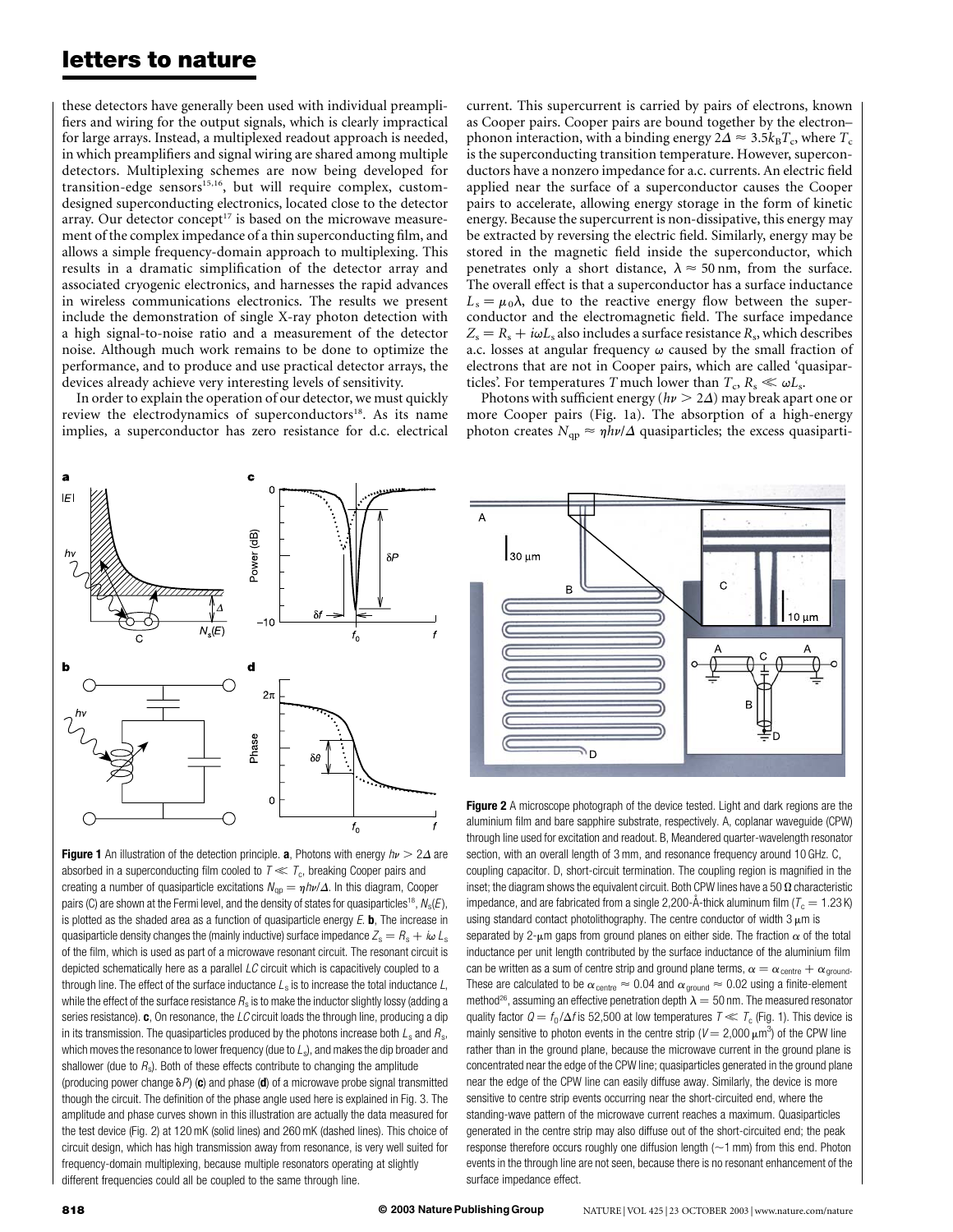these detectors have generally been used with individual preamplifiers and wiring for the output signals, which is clearly impractical for large arrays. Instead, a multiplexed readout approach is needed, in which preamplifiers and signal wiring are shared among multiple detectors. Multiplexing schemes are now being developed for transition-edge sensors[15,16], but will require complex, custom-designed superconducting electronics, located close to the detector array. Our detector concept[17] is based on the microwave measurement of the complex impedance of a thin superconducting film, and allows a simple frequency-domain approach to multiplexing. This results in a dramatic simplification of the detector array and associated cryogenic electronics, and harnesses the rapid advances in wireless communications electronics. The results we present include the demonstration of single X-ray photon detection with a high signal-to-noise ratio and a measurement of the detector noise. Although much work remains to be done to optimize the performance, and to produce and use practical detector arrays, the devices already achieve very interesting levels of sensitivity.

In order to explain the operation of our detector, we must quickly review the electrodynamics of superconductors[18]. As its name implies, a superconductor has zero resistance for d.c. electrical current. This supercurrent is carried by pairs of electrons, known as Cooper pairs. Cooper pairs are bound together by the electron–phonon interaction, with a binding energy $2\Delta \approx 3.5k_B T_c$, where $T_c$ is the superconducting transition temperature. However, superconductors have a nonzero impedance for a.c. currents. An electric field applied near the surface of a superconductor causes the Cooper pairs to accelerate, allowing energy storage in the form of kinetic energy. Because the supercurrent is non-dissipative, this energy may be extracted by reversing the electric field. Similarly, energy may be stored in the magnetic field inside the superconductor, which penetrates only a short distance, $\lambda \approx 50$ nm, from the surface. The overall effect is that a superconductor has a surface inductance $L_s = \mu_0 \lambda$, due to the reactive energy flow between the superconductor and the electromagnetic field. The surface impedance $Z_s = R_s + i\omega L_s$ also includes a surface resistance $R_s$, which describes a.c. losses at angular frequency $\omega$ caused by the small fraction of electrons that are not in Cooper pairs, which are called 'quasiparticles'. For temperatures $T$ much lower than $T_c$, $R_s \ll \omega L_s$.

Photons with sufficient energy ($h\nu > 2\Delta$) may break apart one or more Cooper pairs (Fig. 1a). The absorption of a high-energy photon creates $N_{qp} \approx \eta h\nu/\Delta$ quasiparticles; the excess quasiparti-

**Figure 1** An illustration of the detection principle. **a**, Photons with energy $h\nu > 2\Delta$ are absorbed in a superconducting film cooled to $T \ll T_c$, breaking Cooper pairs and creating a number of quasiparticle excitations $N_{qp} = \eta h\nu/\Delta$. In this diagram, Cooper pairs (C) are shown at the Fermi level, and the density of states for quasiparticles[18], $N_s(E)$, is plotted as the shaded area as a function of quasiparticle energy $E$. **b**, The increase in quasiparticle density changes the (mainly inductive) surface impedance $Z_s = R_s + i\omega L_s$ of the film, which is used as part of a microwave resonant circuit. The resonant circuit is depicted schematically here as a parallel $LC$ circuit which is capacitively coupled to a through line. The effect of the surface inductance $L_s$ is to increase the total inductance $L$, while the effect of the surface resistance $R_s$ is to make the inductor slightly lossy (adding a series resistance). **c**, On resonance, the $LC$ circuit loads the through line, producing a dip in its transmission. The quasiparticles produced by the photons increase both $L_s$ and $R_s$, which moves the resonance to lower frequency (due to $L_s$), and makes the dip broader and shallower (due to $R_s$). Both of these effects contribute to changing the amplitude (producing power change $\delta P$) (**c**) and phase (**d**) of a microwave probe signal transmitted though the circuit. The definition of the phase angle used here is explained in Fig. 3. The amplitude and phase curves shown in this illustration are actually the data measured for the test device (Fig. 2) at 120 mK (solid lines) and 260 mK (dashed lines). This choice of circuit design, which has high transmission away from resonance, is very well suited for frequency-domain multiplexing, because multiple resonators operating at slightly different frequencies could all be coupled to the same through line.

**Figure 2** A microscope photograph of the device tested. Light and dark regions are the aluminium film and bare sapphire substrate, respectively. A, coplanar waveguide (CPW) through line used for excitation and readout. B, Meandered quarter-wavelength resonator section, with an overall length of 3 mm, and resonance frequency around 10 GHz. C, coupling capacitor. D, short-circuit termination. The coupling region is magnified in the inset; the diagram shows the equivalent circuit. Both CPW lines have a 50 Ω characteristic impedance, and are fabricated from a single 2,200-Å-thick aluminum film ($T_c = 1.23$ K) using standard contact photolithography. The centre conductor of width 3 μm is separated by 2-μm gaps from ground planes on either side. The fraction $\alpha$ of the total inductance per unit length contributed by the surface inductance of the aluminium film can be written as a sum of centre strip and ground plane terms, $\alpha = \alpha_{centre} + \alpha_{ground}$. These are calculated to be $\alpha_{centre} \approx 0.04$ and $\alpha_{ground} \approx 0.02$ using a finite-element method[26], assuming an effective penetration depth $\lambda = 50$ nm. The measured resonator quality factor $Q = f_0/\Delta f$ is 52,500 at low temperatures $T \ll T_c$ (Fig. 1). This device is mainly sensitive to photon events in the centre strip ($V = 2{,}000\ \mu m^3$) of the CPW line rather than in the ground plane, because the microwave current in the ground plane is concentrated near the edge of the CPW line; quasiparticles generated in the ground plane near the edge of the CPW line can easily diffuse away. Similarly, the device is more sensitive to centre strip events occurring near the short-circuited end, where the standing-wave pattern of the microwave current reaches a maximum. Quasiparticles generated in the centre strip may also diffuse out of the short-circuited end; the peak response therefore occurs roughly one diffusion length (~1 mm) from this end. Photon events in the through line are not seen, because there is no resonant enhancement of the surface impedance effect.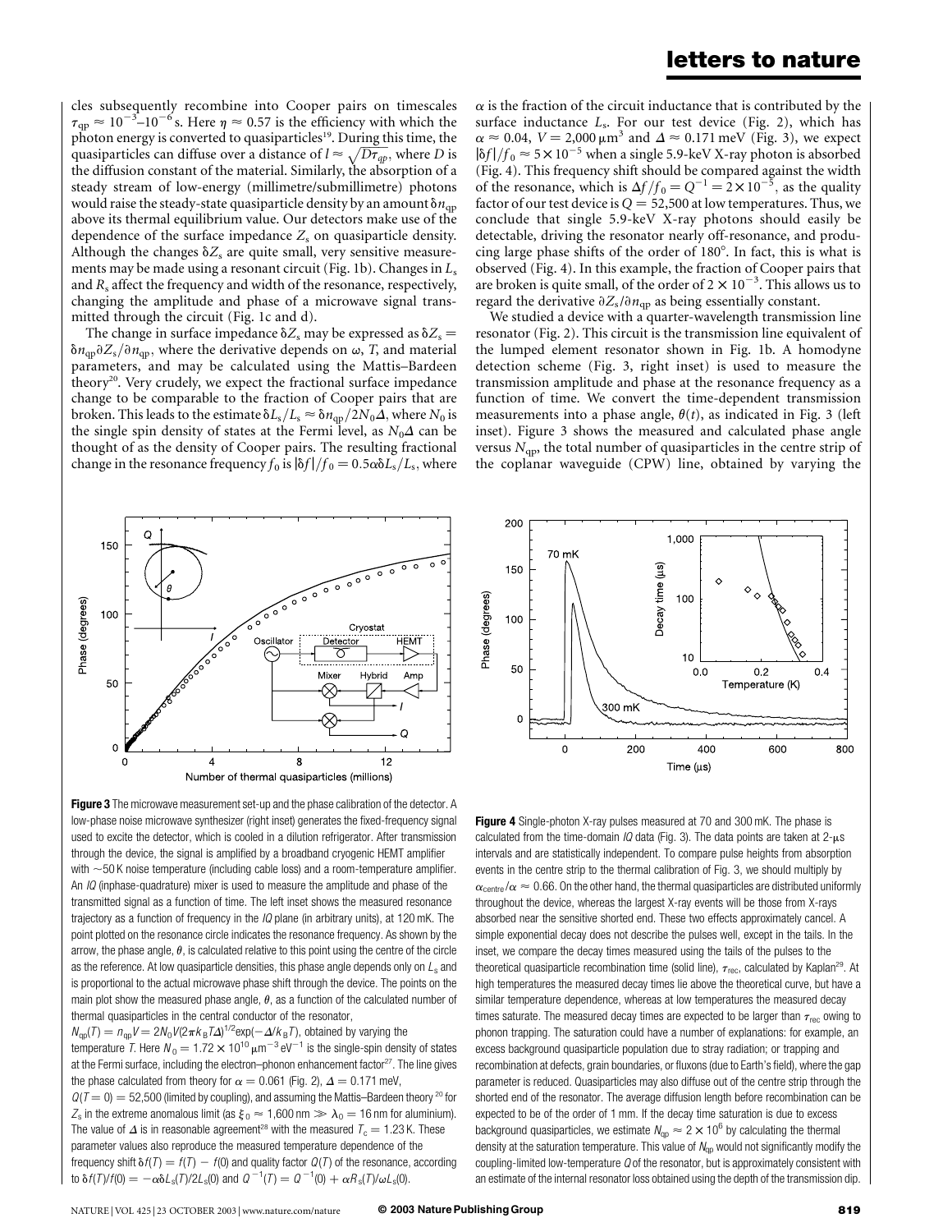cles subsequently recombine into Cooper pairs on timescales $\tau_{qp} \approx 10^{-3}$–$10^{-6}$ s. Here $\eta \approx 0.57$ is the efficiency with which the photon energy is converted to quasiparticles[19]. During this time, the quasiparticles can diffuse over a distance of $l \approx \sqrt{D\tau_{qp}}$, where $D$ is the diffusion constant of the material. Similarly, the absorption of a steady stream of low-energy (millimetre/submillimetre) photons would raise the steady-state quasiparticle density by an amount $\delta n_{qp}$ above its thermal equilibrium value. Our detectors make use of the dependence of the surface impedance $Z_s$ on quasiparticle density. Although the changes $\delta Z_s$ are quite small, very sensitive measurements may be made using a resonant circuit (Fig. 1b). Changes in $L_s$ and $R_s$ affect the frequency and width of the resonance, respectively, changing the amplitude and phase of a microwave signal transmitted through the circuit (Fig. 1c and d).

The change in surface impedance $\delta Z_s$ may be expressed as $\delta Z_s = \delta n_{qp} \partial Z_s / \partial n_{qp}$, where the derivative depends on $\omega$, $T$, and material parameters, and may be calculated using the Mattis–Bardeen theory[20]. Very crudely, we expect the fractional surface impedance change to be comparable to the fraction of Cooper pairs that are broken. This leads to the estimate $\delta L_s / L_s \approx \delta n_{qp} / 2N_0 \Delta$, where $N_0$ is the single spin density of states at the Fermi level, as $N_0 \Delta$ can be thought of as the density of Cooper pairs. The resulting fractional change in the resonance frequency $f_0$ is $|\delta f| / f_0 = 0.5 \alpha \delta L_s / L_s$, where $\alpha$ is the fraction of the circuit inductance that is contributed by the surface inductance $L_s$. For our test device (Fig. 2), which has $\alpha \approx 0.04$, $V = 2{,}000\,\mu\text{m}^3$ and $\Delta \approx 0.171$ meV (Fig. 3), we expect $|\delta f| / f_0 \approx 5 \times 10^{-5}$ when a single 5.9-keV X-ray photon is absorbed (Fig. 4). This frequency shift should be compared against the width of the resonance, which is $\Delta f / f_0 = Q^{-1} = 2 \times 10^{-5}$, as the quality factor of our test device is $Q = 52{,}500$ at low temperatures. Thus, we conclude that single 5.9-keV X-ray photons should easily be detectable, driving the resonator nearly off-resonance, and producing large phase shifts of the order of 180°. In fact, this is what is observed (Fig. 4). In this example, the fraction of Cooper pairs that are broken is quite small, of the order of $2 \times 10^{-3}$. This allows us to regard the derivative $\partial Z_s / \partial n_{qp}$ as being essentially constant.

We studied a device with a quarter-wavelength transmission line resonator (Fig. 2). This circuit is the transmission line equivalent of the lumped element resonator shown in Fig. 1b. A homodyne detection scheme (Fig. 3, right inset) is used to measure the transmission amplitude and phase at the resonance frequency as a function of time. We convert the time-dependent transmission measurements into a phase angle, $\theta(t)$, as indicated in Fig. 3 (left inset). Figure 3 shows the measured and calculated phase angle versus $N_{qp}$, the total number of quasiparticles in the centre strip of the coplanar waveguide (CPW) line, obtained by varying the

**Figure 3** The microwave measurement set-up and the phase calibration of the detector. A low-phase noise microwave synthesizer (right inset) generates the fixed-frequency signal used to excite the detector, which is cooled in a dilution refrigerator. After transmission through the device, the signal is amplified by a broadband cryogenic HEMT amplifier with ~50 K noise temperature (including cable loss) and a room-temperature amplifier. An $IQ$ (inphase-quadrature) mixer is used to measure the amplitude and phase of the transmitted signal as a function of time. The left inset shows the measured resonance trajectory as a function of frequency in the $IQ$ plane (in arbitrary units), at 120 mK. The point plotted on the resonance circle indicates the resonance frequency. As shown by the arrow, the phase angle, $\theta$, is calculated relative to this point using the centre of the circle as the reference. At low quasiparticle densities, this phase angle depends only on $L_s$ and is proportional to the actual microwave phase shift through the device. The points on the main plot show the measured phase angle, $\theta$, as a function of the calculated number of thermal quasiparticles in the central conductor of the resonator, $N_{qp}(T) = n_{qp} V = 2N_0 V (2\pi k_B T \Delta)^{1/2} \exp(-\Delta / k_B T)$, obtained by varying the temperature $T$. Here $N_0 = 1.72 \times 10^{10}\,\mu\text{m}^{-3}\,\text{eV}^{-1}$ is the single-spin density of states at the Fermi surface, including the electron–phonon enhancement factor[27]. The line gives the phase calculated from theory for $\alpha = 0.061$ (Fig. 2), $\Delta = 0.171$ meV, $Q(T = 0) = 52{,}500$ (limited by coupling), and assuming the Mattis–Bardeen theory[20] for $Z_s$ in the extreme anomalous limit (as $\xi_0 \approx 1{,}600$ nm $\gg \lambda_0 = 16$ nm for aluminium). The value of $\Delta$ is in reasonable agreement[28] with the measured $T_c = 1.23$ K. These parameter values also reproduce the measured temperature dependence of the frequency shift $\delta f(T) = f(T) - f(0)$ and quality factor $Q(T)$ of the resonance, according to $\delta f(T)/f(0) = -\alpha \delta L_s(T) / 2L_s(0)$ and $Q^{-1}(T) = Q^{-1}(0) + \alpha R_s(T) / \omega L_s(0)$.

**Figure 4** Single-photon X-ray pulses measured at 70 and 300 mK. The phase is calculated from the time-domain $IQ$ data (Fig. 3). The data points are taken at 2-μs intervals and are statistically independent. To compare pulse heights from absorption events in the centre strip to the thermal calibration of Fig. 3, we should multiply by $\alpha_{centre} / \alpha \approx 0.66$. On the other hand, the thermal quasiparticles are distributed uniformly throughout the device, whereas the largest X-ray events will be those from X-rays absorbed near the sensitive shorted end. These two effects approximately cancel. A simple exponential decay does not describe the pulses well, except in the tails. In the inset, we compare the decay times measured using the tails of the pulses to the theoretical quasiparticle recombination time (solid line), $\tau_{rec}$, calculated by Kaplan[29]. At high temperatures the measured decay times lie above the theoretical curve, but have a similar temperature dependence, whereas at low temperatures the measured decay times saturate. The measured decay times are expected to be larger than $\tau_{rec}$ owing to phonon trapping. The saturation could have a number of explanations: for example, an excess background quasiparticle population due to stray radiation; or trapping and recombination at defects, grain boundaries, or fluxons (due to Earth's field), where the gap parameter is reduced. Quasiparticles may also diffuse out of the centre strip through the shorted end of the resonator. The average diffusion length before recombination can be expected to be of the order of 1 mm. If the decay time saturation is due to excess background quasiparticles, we estimate $N_{qp} \approx 2 \times 10^6$ by calculating the thermal density at the saturation temperature. This value of $N_{qp}$ would not significantly modify the coupling-limited low-temperature $Q$ of the resonator, but is approximately consistent with an estimate of the internal resonator loss obtained using the depth of the transmission dip.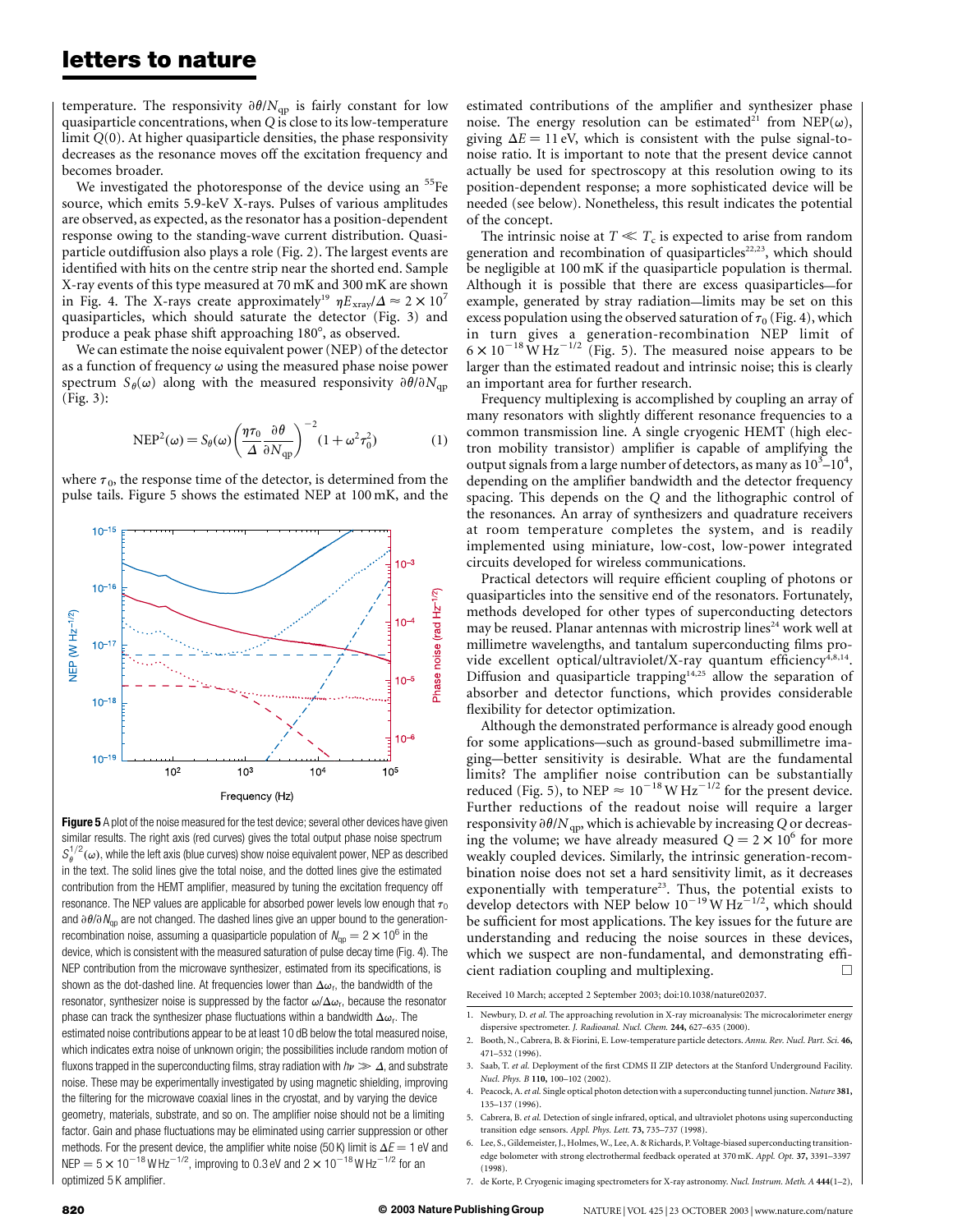temperature. The responsivity $\partial\theta/N_{\rm qp}$ is fairly constant for low quasiparticle concentrations, when $Q$ is close to its low-temperature limit $Q(0)$. At higher quasiparticle densities, the phase responsivity decreases as the resonance moves off the excitation frequency and becomes broader.

We investigated the photoresponse of the device using an $^{55}$Fe source, which emits 5.9-keV X-rays. Pulses of various amplitudes are observed, as expected, as the resonator has a position-dependent response owing to the standing-wave current distribution. Quasiparticle outdiffusion also plays a role (Fig. 2). The largest events are identified with hits on the centre strip near the shorted end. Sample X-ray events of this type measured at 70 mK and 300 mK are shown in Fig. 4. The X-rays create approximately[19] $\eta E_{\rm xray}/\Delta \approx 2 \times 10^7$ quasiparticles, which should saturate the detector (Fig. 3) and produce a peak phase shift approaching 180°, as observed.

We can estimate the noise equivalent power (NEP) of the detector as a function of frequency $\omega$ using the measured phase noise power spectrum $S_\theta(\omega)$ along with the measured responsivity $\partial\theta/\partial N_{\rm qp}$ (Fig. 3):

$$\mathrm{NEP}^2(\omega) = S_\theta(\omega)\left(\frac{\eta\tau_0}{\Delta}\frac{\partial\theta}{\partial N_{\rm qp}}\right)^{-2}(1+\omega^2\tau_0^2) \qquad (1)$$

where $\tau_0$, the response time of the detector, is determined from the pulse tails. Figure 5 shows the estimated NEP at 100 mK, and the estimated contributions of the amplifier and synthesizer phase noise. The energy resolution can be estimated[21] from NEP($\omega$), giving $\Delta E = 11$ eV, which is consistent with the pulse signal-to-noise ratio. It is important to note that the present device cannot actually be used for spectroscopy at this resolution owing to its position-dependent response; a more sophisticated device will be needed (see below). Nonetheless, this result indicates the potential of the concept.

**Figure 5** A plot of the noise measured for the test device; several other devices have given similar results. The right axis (red curves) gives the total output phase noise spectrum $S_\theta^{1/2}(\omega)$, while the left axis (blue curves) show noise equivalent power, NEP as described in the text. The solid lines give the total noise, and the dotted lines give the estimated contribution from the HEMT amplifier, measured by tuning the excitation frequency off resonance. The NEP values are applicable for absorbed power levels low enough that $\tau_0$ and $\partial\theta/\partial N_{\rm qp}$ are not changed. The dashed lines give an upper bound to the generation-recombination noise, assuming a quasiparticle population of $N_{\rm qp} = 2 \times 10^6$ in the device, which is consistent with the measured saturation of pulse decay time (Fig. 4). The NEP contribution from the microwave synthesizer, estimated from its specifications, is shown as the dot-dashed line. At frequencies lower than $\Delta\omega_{\rm r}$, the bandwidth of the resonator, synthesizer noise is suppressed by the factor $\omega/\Delta\omega_{\rm r}$, because the resonator phase can track the synthesizer phase fluctuations within a bandwidth $\Delta\omega_{\rm r}$. The estimated noise contributions appear to be at least 10 dB below the total measured noise, which indicates extra noise of unknown origin; the possibilities include random motion of fluxons trapped in the superconducting films, stray radiation with $h\nu \gg \Delta$, and substrate noise. These may be experimentally investigated by using magnetic shielding, improving the filtering for the microwave coaxial lines in the cryostat, and by varying the device geometry, materials, substrate, and so on. The amplifier noise should not be a limiting factor. Gain and phase fluctuations may be eliminated using carrier suppression or other methods. For the present device, the amplifier white noise (50 K) limit is $\Delta E = 1$ eV and NEP $= 5 \times 10^{-18}$ W Hz$^{-1/2}$, improving to 0.3 eV and $2 \times 10^{-18}$ W Hz$^{-1/2}$ for an optimized 5 K amplifier.

The intrinsic noise at $T \ll T_{\rm c}$ is expected to arise from random generation and recombination of quasiparticles[22,23], which should be negligible at 100 mK if the quasiparticle population is thermal. Although it is possible that there are excess quasiparticles—for example, generated by stray radiation—limits may be set on this excess population using the observed saturation of $\tau_0$ (Fig. 4), which in turn gives a generation-recombination NEP limit of $6 \times 10^{-18}$ W Hz$^{-1/2}$ (Fig. 5). The measured noise appears to be larger than the estimated readout and intrinsic noise; this is clearly an important area for further research.

Frequency multiplexing is accomplished by coupling an array of many resonators with slightly different resonance frequencies to a common transmission line. A single cryogenic HEMT (high electron mobility transistor) amplifier is capable of amplifying the output signals from a large number of detectors, as many as $10^3$–$10^4$, depending on the amplifier bandwidth and the detector frequency spacing. This depends on the $Q$ and the lithographic control of the resonances. An array of synthesizers and quadrature receivers at room temperature completes the system, and is readily implemented using miniature, low-cost, low-power integrated circuits developed for wireless communications.

Practical detectors will require efficient coupling of photons or quasiparticles into the sensitive end of the resonators. Fortunately, methods developed for other types of superconducting detectors may be reused. Planar antennas with microstrip lines[24] work well at millimetre wavelengths, and tantalum superconducting films provide excellent optical/ultraviolet/X-ray quantum efficiency[4,8,14]. Diffusion and quasiparticle trapping[14,25] allow the separation of absorber and detector functions, which provides considerable flexibility for detector optimization.

Although the demonstrated performance is already good enough for some applications—such as ground-based submillimetre imaging—better sensitivity is desirable. What are the fundamental limits? The amplifier noise contribution can be substantially reduced (Fig. 5), to NEP $\approx 10^{-18}$ W Hz$^{-1/2}$ for the present device. Further reductions of the readout noise will require a larger responsivity $\partial\theta/N_{\rm qp}$, which is achievable by increasing $Q$ or decreasing the volume; we have already measured $Q = 2 \times 10^6$ for more weakly coupled devices. Similarly, the intrinsic generation-recombination noise does not set a hard sensitivity limit, as it decreases exponentially with temperature[23]. Thus, the potential exists to develop detectors with NEP below $10^{-19}$ W Hz$^{-1/2}$, which should be sufficient for most applications. The key issues for the future are understanding and reducing the noise sources in these devices, which we suspect are non-fundamental, and demonstrating efficient radiation coupling and multiplexing. □

Received 10 March; accepted 2 September 2003; doi:10.1038/nature02037.

1. Newbury, D. *et al.* The approaching revolution in X-ray microanalysis: The microcalorimeter energy dispersive spectrometer. *J. Radioanal. Nucl. Chem.* **244,** 627–635 (2000).
2. Booth, N., Cabrera, B. & Fiorini, E. Low-temperature particle detectors. *Annu. Rev. Nucl. Part. Sci.* **46,** 471–532 (1996).
3. Saab, T. *et al.* Deployment of the first CDMS II ZIP detectors at the Stanford Underground Facility. *Nucl. Phys. B* **110,** 100–102 (2002).
4. Peacock, A. *et al.* Single optical photon detection with a superconducting tunnel junction. *Nature* **381,** 135–137 (1996).
5. Cabrera, B. *et al.* Detection of single infrared, optical, and ultraviolet photons using superconducting transition edge sensors. *Appl. Phys. Lett.* **73,** 735–737 (1998).
6. Lee, S., Gildemeister, J., Holmes, W., Lee, A. & Richards, P. Voltage-biased superconducting transition-edge bolometer with strong electrothermal feedback operated at 370 mK. *Appl. Opt.* **37,** 3391–3397 (1998).
7. de Korte, P. Cryogenic imaging spectrometers for X-ray astronomy. *Nucl. Instrum. Meth. A* **444**(1–2),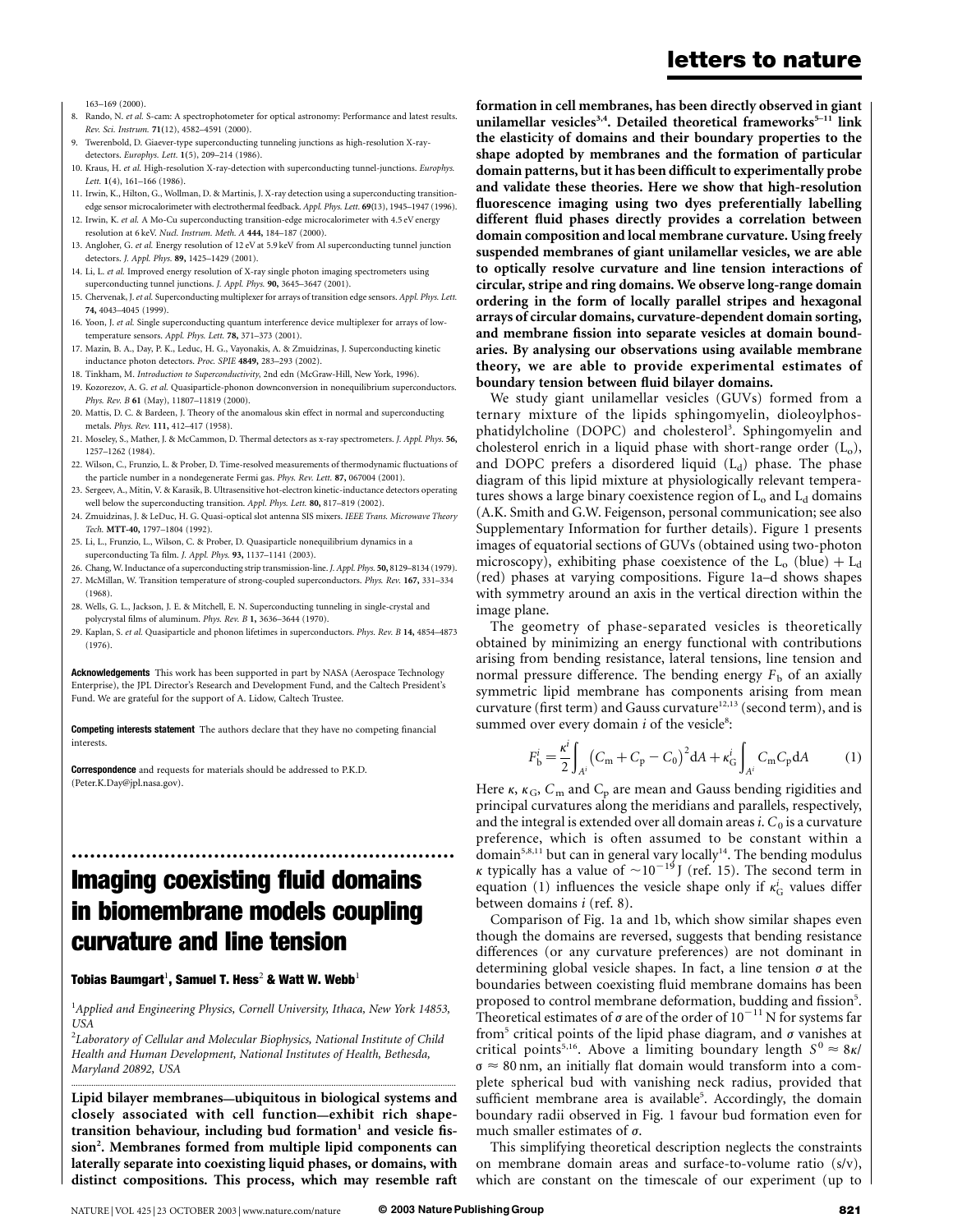163–169 (2000).

8. Rando, N. *et al.* S-cam: A spectrophotometer for optical astronomy: Performance and latest results. *Rev. Sci. Instrum.* **71**(12), 4582–4591 (2000).
9. Twerenbold, D. Giaever-type superconducting tunneling junctions as high-resolution X-ray-detectors. *Europhys. Lett.* **1**(5), 209–214 (1986).
10. Kraus, H. *et al.* High-resolution X-ray-detection with superconducting tunnel-junctions. *Europhys. Lett.* **1**(4), 161–166 (1986).
11. Irwin, K., Hilton, G., Wollman, D. & Martinis, J. X-ray detection using a superconducting transition-edge sensor microcalorimeter with electrothermal feedback. *Appl. Phys. Lett.* **69**(13), 1945–1947 (1996).
12. Irwin, K. *et al.* A Mo-Cu superconducting transition-edge microcalorimeter with 4.5 eV energy resolution at 6 keV. *Nucl. Instrum. Meth. A* **444**, 184–187 (2000).
13. Angloher, G. *et al.* Energy resolution of 12 eV at 5.9 keV from Al superconducting tunnel junction detectors. *J. Appl. Phys.* **89**, 1425–1429 (2001).
14. Li, L. *et al.* Improved energy resolution of X-ray single photon imaging spectrometers using superconducting tunnel junctions. *J. Appl. Phys.* **90**, 3645–3647 (2001).
15. Chervenak, J. *et al.* Superconducting multiplexer for arrays of transition edge sensors. *Appl. Phys. Lett.* **74**, 4043–4045 (1999).
16. Yoon, J. *et al.* Single superconducting quantum interference device multiplexer for arrays of low-temperature sensors. *Appl. Phys. Lett.* **78**, 371–373 (2001).
17. Mazin, B. A., Day, P. K., Leduc, H. G., Vayonakis, A. & Zmuidzinas, J. Superconducting kinetic inductance photon detectors. *Proc. SPIE* **4849**, 283–293 (2002).
18. Tinkham, M. *Introduction to Superconductivity*, 2nd edn (McGraw-Hill, New York, 1996).
19. Kozorezov, A. G. *et al.* Quasiparticle-phonon downconversion in nonequilibrium superconductors. *Phys. Rev. B* **61** (May), 11807–11819 (2000).
20. Mattis, D. C. & Bardeen, J. Theory of the anomalous skin effect in normal and superconducting metals. *Phys. Rev.* **111**, 412–417 (1958).
21. Moseley, S., Mather, J. & McCammon, D. Thermal detectors as x-ray spectrometers. *J. Appl. Phys.* **56**, 1257–1262 (1984).
22. Wilson, C., Frunzio, L. & Prober, D. Time-resolved measurements of thermodynamic fluctuations of the particle number in a nondegenerate Fermi gas. *Phys. Rev. Lett.* **87**, 067004 (2001).
23. Sergeev, A., Mitin, V. & Karasik, B. Ultrasensitive hot-electron kinetic-inductance detectors operating well below the superconducting transition. *Appl. Phys. Lett.* **80**, 817–819 (2002).
24. Zmuidzinas, J. & LeDuc, H. G. Quasi-optical slot antenna SIS mixers. *IEEE Trans. Microwave Theory Tech.* **MTT-40**, 1797–1804 (1992).
25. Li, L., Frunzio, L., Wilson, C. & Prober, D. Quasiparticle nonequilibrium dynamics in a superconducting Ta film. *J. Appl. Phys.* **93**, 1137–1141 (2003).
26. Chang, W. Inductance of a superconducting strip transmission-line. *J. Appl. Phys.* **50**, 8129–8134 (1979).
27. McMillan, W. Transition temperature of strong-coupled superconductors. *Phys. Rev.* **167**, 331–334 (1968).
28. Wells, G. L., Jackson, J. E. & Mitchell, E. N. Superconducting tunneling in single-crystal and polycrystal films of aluminum. *Phys. Rev. B* **1**, 3636–3644 (1970).
29. Kaplan, S. *et al.* Quasiparticle and phonon lifetimes in superconductors. *Phys. Rev. B* **14**, 4854–4873 (1976).

**Acknowledgements** This work has been supported in part by NASA (Aerospace Technology Enterprise), the JPL Director's Research and Development Fund, and the Caltech President's Fund. We are grateful for the support of A. Lidow, Caltech Trustee.

**Competing interests statement** The authors declare that they have no competing financial interests.

**Correspondence** and requests for materials should be addressed to P.K.D. (Peter.K.Day@jpl.nasa.gov).

# Imaging coexisting fluid domains in biomembrane models coupling curvature and line tension

**Tobias Baumgart[1], Samuel T. Hess[2] & Watt W. Webb[1]**

[1] *Applied and Engineering Physics, Cornell University, Ithaca, New York 14853, USA*

[2] *Laboratory of Cellular and Molecular Biophysics, National Institute of Child Health and Human Development, National Institutes of Health, Bethesda, Maryland 20892, USA*

**Lipid bilayer membranes—ubiquitous in biological systems and closely associated with cell function—exhibit rich shape-transition behaviour, including bud formation[1] and vesicle fission[2]. Membranes formed from multiple lipid components can laterally separate into coexisting liquid phases, or domains, with distinct compositions. This process, which may resemble raft formation in cell membranes, has been directly observed in giant unilamellar vesicles[3,4]. Detailed theoretical frameworks[5–11] link the elasticity of domains and their boundary properties to the shape adopted by membranes and the formation of particular domain patterns, but it has been difficult to experimentally probe and validate these theories. Here we show that high-resolution fluorescence imaging using two dyes preferentially labelling different fluid phases directly provides a correlation between domain composition and local membrane curvature. Using freely suspended membranes of giant unilamellar vesicles, we are able to optically resolve curvature and line tension interactions of circular, stripe and ring domains. We observe long-range domain ordering in the form of locally parallel stripes and hexagonal arrays of circular domains, curvature-dependent domain sorting, and membrane fission into separate vesicles at domain boundaries. By analysing our observations using available membrane theory, we are able to provide experimental estimates of boundary tension between fluid bilayer domains.**

We study giant unilamellar vesicles (GUVs) formed from a ternary mixture of the lipids sphingomyelin, dioleoylphosphatidylcholine (DOPC) and cholesterol[3]. Sphingomyelin and cholesterol enrich in a liquid phase with short-range order ($L_o$), and DOPC prefers a disordered liquid ($L_d$) phase. The phase diagram of this lipid mixture at physiologically relevant temperatures shows a large binary coexistence region of $L_o$ and $L_d$ domains (A.K. Smith and G.W. Feigenson, personal communication; see also Supplementary Information for further details). Figure 1 presents images of equatorial sections of GUVs (obtained using two-photon microscopy), exhibiting phase coexistence of the $L_o$ (blue) + $L_d$ (red) phases at varying compositions. Figure 1a–d shows shapes with symmetry around an axis in the vertical direction within the image plane.

The geometry of phase-separated vesicles is theoretically obtained by minimizing an energy functional with contributions arising from bending resistance, lateral tensions, line tension and normal pressure difference. The bending energy $F_b$ of an axially symmetric lipid membrane has components arising from mean curvature (first term) and Gauss curvature[12,13] (second term), and is summed over every domain $i$ of the vesicle[8]:

$$F_b^i = \frac{\kappa^i}{2}\int_{A^i}\left(C_m + C_p - C_0\right)^2 dA + \kappa_G^i \int_{A^i} C_m C_p dA \qquad (1)$$

Here $\kappa$, $\kappa_G$, $C_m$ and $C_p$ are mean and Gauss bending rigidities and principal curvatures along the meridians and parallels, respectively, and the integral is extended over all domain areas $i$. $C_0$ is a curvature preference, which is often assumed to be constant within a domain[5,8,11] but can in general vary locally[14]. The bending modulus $\kappa$ typically has a value of $\sim 10^{-19}$ J (ref. 15). The second term in equation (1) influences the vesicle shape only if $\kappa_G^i$ values differ between domains $i$ (ref. 8).

Comparison of Fig. 1a and 1b, which show similar shapes even though the domains are reversed, suggests that bending resistance differences (or any curvature preferences) are not dominant in determining global vesicle shapes. In fact, a line tension $\sigma$ at the boundaries between coexisting fluid membrane domains has been proposed to control membrane deformation, budding and fission[5]. Theoretical estimates of $\sigma$ are of the order of $10^{-11}$ N for systems far from[5] critical points of the lipid phase diagram, and $\sigma$ vanishes at critical points[5,16]. Above a limiting boundary length $S^0 \approx 8\kappa/\sigma \approx 80$ nm, an initially flat domain would transform into a complete spherical bud with vanishing neck radius, provided that sufficient membrane area is available[5]. Accordingly, the domain boundary radii observed in Fig. 1 favour bud formation even for much smaller estimates of $\sigma$.

This simplifying theoretical description neglects the constraints on membrane domain areas and surface-to-volume ratio (s/v), which are constant on the timescale of our experiment (up to